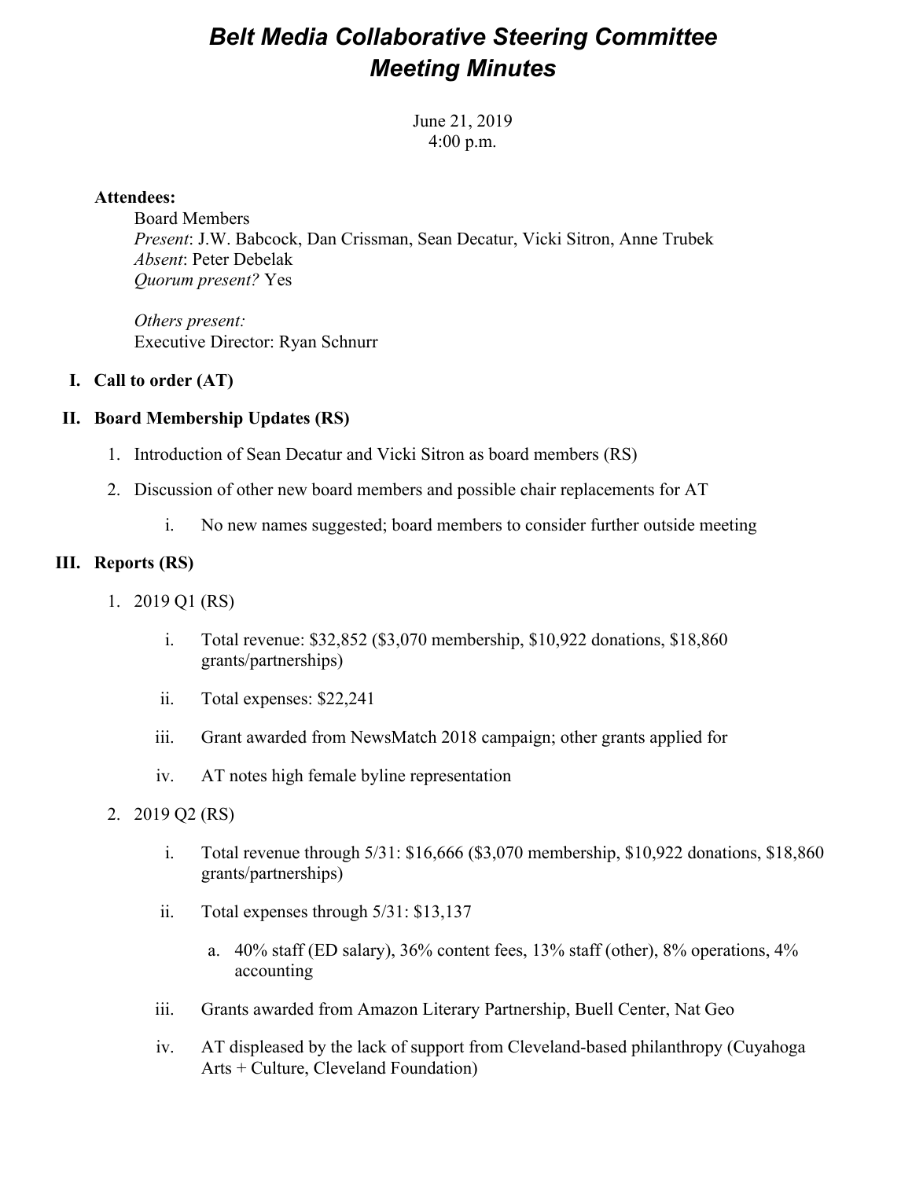# *Belt Media Collaborative Steering Committee Meeting Minutes*

June 21, 2019
4:00 p.m.

**Attendees:**

Board Members
*Present*: J.W. Babcock, Dan Crissman, Sean Decatur, Vicki Sitron, Anne Trubek
*Absent*: Peter Debelak
*Quorum present?* Yes

*Others present:*
Executive Director: Ryan Schnurr

**I. Call to order (AT)**

**II. Board Membership Updates (RS)**

1. Introduction of Sean Decatur and Vicki Sitron as board members (RS)
2. Discussion of other new board members and possible chair replacements for AT
    - i. No new names suggested; board members to consider further outside meeting

**III. Reports (RS)**

1. 2019 Q1 (RS)
    - i. Total revenue: $32,852 ($3,070 membership, $10,922 donations, $18,860 grants/partnerships)
    - ii. Total expenses: $22,241
    - iii. Grant awarded from NewsMatch 2018 campaign; other grants applied for
    - iv. AT notes high female byline representation
2. 2019 Q2 (RS)
    - i. Total revenue through 5/31: $16,666 ($3,070 membership, $10,922 donations, $18,860 grants/partnerships)
    - ii. Total expenses through 5/31: $13,137
        - a. 40% staff (ED salary), 36% content fees, 13% staff (other), 8% operations, 4% accounting
    - iii. Grants awarded from Amazon Literary Partnership, Buell Center, Nat Geo
    - iv. AT displeased by the lack of support from Cleveland-based philanthropy (Cuyahoga Arts + Culture, Cleveland Foundation)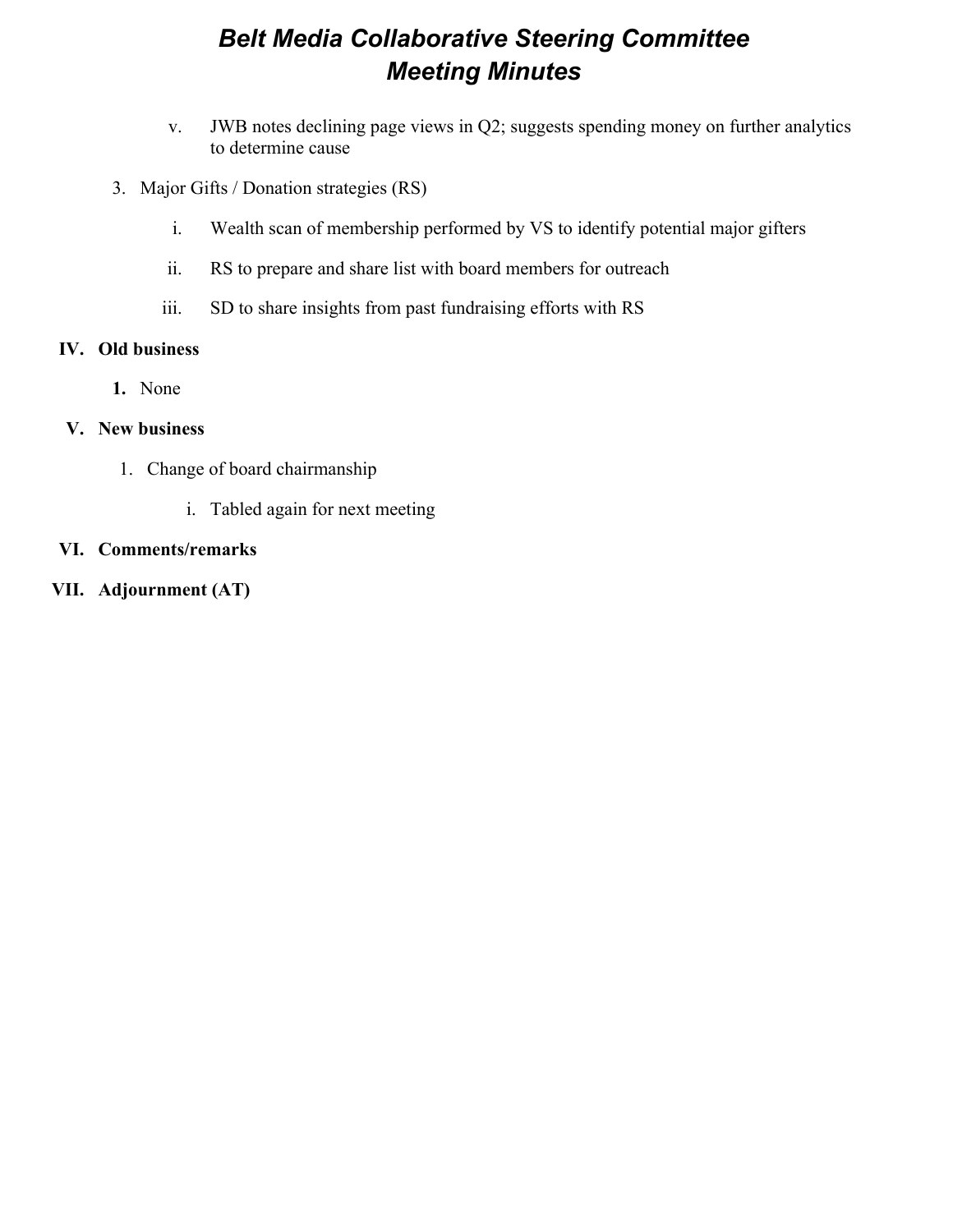v. JWB notes declining page views in Q2; suggests spending money on further analytics to determine cause

3. Major Gifts / Donation strategies (RS)

   i. Wealth scan of membership performed by VS to identify potential major gifters

   ii. RS to prepare and share list with board members for outreach

   iii. SD to share insights from past fundraising efforts with RS

**IV. Old business**

**1.** None

**V. New business**

1. Change of board chairmanship

   i. Tabled again for next meeting

**VI. Comments/remarks**

**VII. Adjournment (AT)**